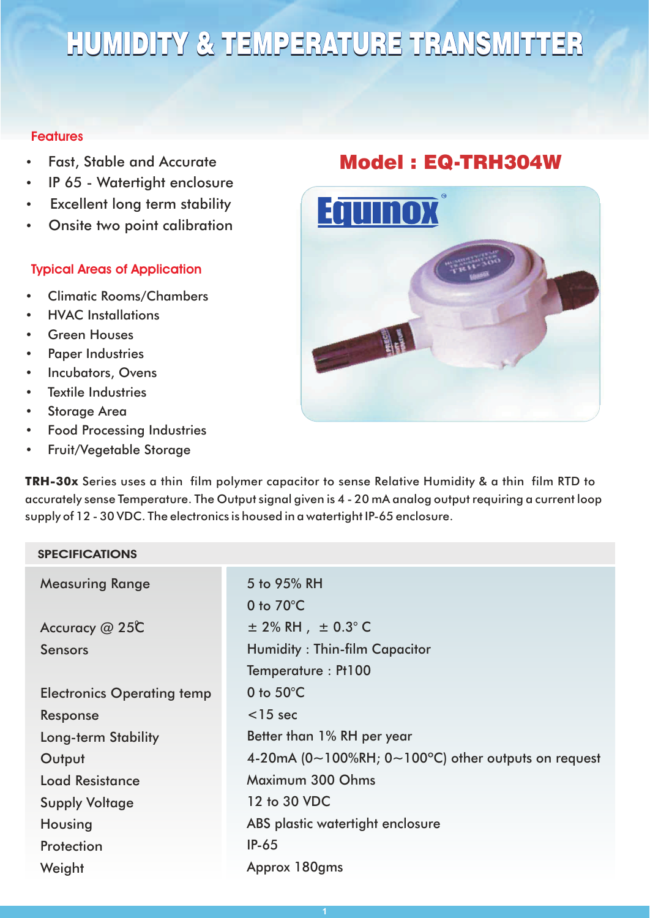# HUMIDITY & TEMPERATURE TRANSMITTER

## Features

- Fast, Stable and Accurate
- IP 65 - Watertight enclosure
- Excellent long term stability
- Onsite two point calibration

## Model : EQ-TRH304W

## Typical Areas of Application

- Climatic Rooms/Chambers
- HVAC Installations
- Green Houses
- Paper Industries
- Incubators, Ovens
- Textile Industries
- Storage Area
- Food Processing Industries
- Fruit/Vegetable Storage

**TRH-30x** Series uses a thin film polymer capacitor to sense Relative Humidity & a thin film RTD to accurately sense Temperature. The Output signal given is 4 - 20 mA analog output requiring a current loop supply of 12 - 30 VDC. The electronics is housed in a watertight IP-65 enclosure.

## SPECIFICATIONS

| | |
|---|---|
| Measuring Range | 5 to 95% RH<br>0 to 70°C |
| Accuracy @ 25°C | ± 2% RH , ± 0.3° C |
| Sensors | Humidity : Thin-film Capacitor<br>Temperature : Pt100 |
| Electronics Operating temp | 0 to 50°C |
| Response | <15 sec |
| Long-term Stability | Better than 1% RH per year |
| Output | 4-20mA (0~100%RH; 0~100°C) other outputs on request |
| Load Resistance | Maximum 300 Ohms |
| Supply Voltage | 12 to 30 VDC |
| Housing | ABS plastic watertight enclosure |
| Protection | IP-65 |
| Weight | Approx 180gms |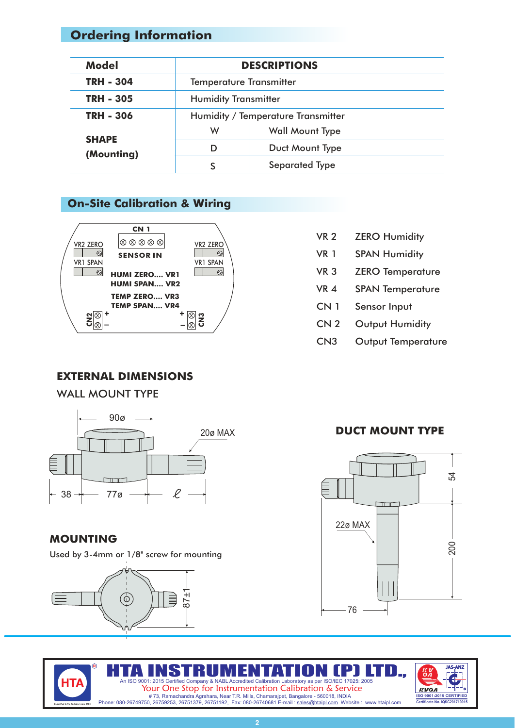## Ordering Information

| Model | DESCRIPTIONS | |
|---|---|---|
| **TRH - 304** | Temperature Transmitter | |
| **TRH - 305** | Humidity Transmitter | |
| **TRH - 306** | Humidity / Temperature Transmitter | |
| **SHAPE (Mounting)** | W | Wall Mount Type |
| | D | Duct Mount Type |
| | S | Separated Type |

## On-Site Calibration & Wiring

CN 1

VR2 ZERO

VR1 SPAN

SENSOR IN

VR2 ZERO

VR1 SPAN

HUMI ZERO.... VR1

HUMI SPAN.... VR2

TEMP ZERO.... VR3

TEMP SPAN.... VR4

CN2 + −

CN3 + −

| | |
|---|---|
| VR 2 | ZERO Humidity |
| VR 1 | SPAN Humidity |
| VR 3 | ZERO Temperature |
| VR 4 | SPAN Temperature |
| CN 1 | Sensor Input |
| CN 2 | Output Humidity |
| CN3 | Output Temperature |

### EXTERNAL DIMENSIONS

WALL MOUNT TYPE

90ø

20ø MAX

38

77ø

ℓ

### MOUNTING

Used by 3-4mm or 1/8" screw for mounting

87±1

### DUCT MOUNT TYPE

54

22ø MAX

200

76

**HTA INSTRUMENTATION (P) LTD.,**

An ISO 9001: 2015 Certified Company & NABL Accredited Calibration Laboratory as per ISO/IEC 17025: 2005

Your One Stop for Instrumentation Calibration & Service

# 73, Ramachandra Agrahara, Near T.R. Mills, Chamarajpet, Bangalore - 560018, INDIA

Phone: 080-26749750, 26759253, 26751379, 26751192, Fax: 080-26740681 E-mail : sales@htaipl.com Website : www.htaipl.com

ISO 9001:2015 CERTIFIED

Certificate No. IQSC201710015